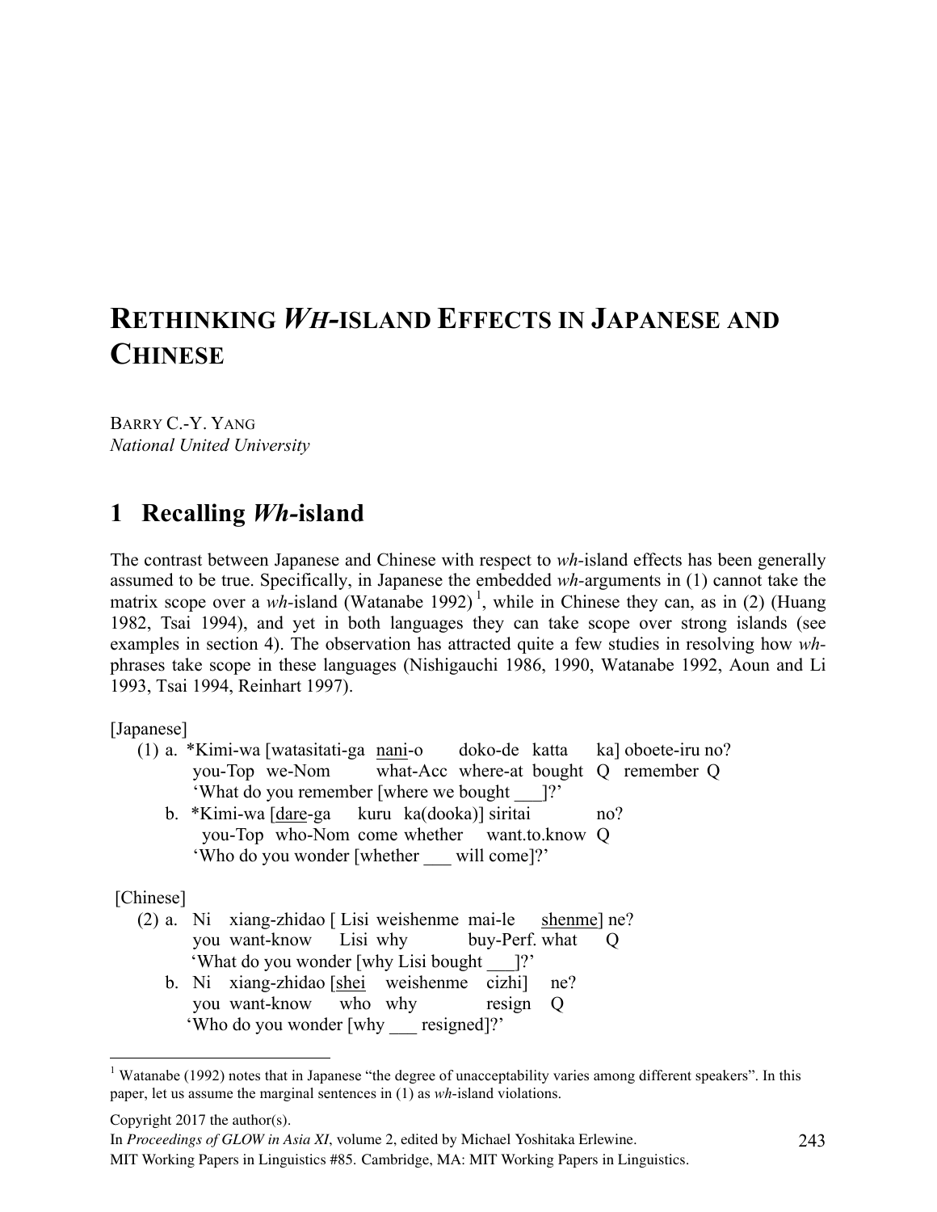# RETHINKING *WH*-ISLAND EFFECTS IN JAPANESE AND CHINESE

BARRY C.-Y. YANG
*National United University*

## 1 Recalling *Wh*-island

The contrast between Japanese and Chinese with respect to *wh*-island effects has been generally assumed to be true. Specifically, in Japanese the embedded *wh*-arguments in (1) cannot take the matrix scope over a *wh*-island (Watanabe 1992)[1], while in Chinese they can, as in (2) (Huang 1982, Tsai 1994), and yet in both languages they can take scope over strong islands (see examples in section 4). The observation has attracted quite a few studies in resolving how *wh*-phrases take scope in these languages (Nishigauchi 1986, 1990, Watanabe 1992, Aoun and Li 1993, Tsai 1994, Reinhart 1997).

[Japanese]

(1) a. \*Kimi-wa [watasitati-ga <u>nani</u>-o doko-de katta ka] oboete-iru no?
you-Top we-Nom what-Acc where-at bought Q remember Q
'What do you remember [where we bought \_\_\_]?'

b. \*Kimi-wa [<u>dare</u>-ga kuru ka(dooka)] siritai no?
you-Top who-Nom come whether want.to.know Q
'Who do you wonder [whether \_\_\_ will come]?'

[Chinese]

(2) a. Ni xiang-zhidao [ Lisi weishenme mai-le <u>shenme</u>] ne?
you want-know Lisi why buy-Perf. what Q
'What do you wonder [why Lisi bought \_\_\_]?'

b. Ni xiang-zhidao [<u>shei</u> weishenme cizhi] ne?
you want-know who why resign Q
'Who do you wonder [why \_\_\_ resigned]?'

---

[1] Watanabe (1992) notes that in Japanese "the degree of unacceptability varies among different speakers". In this paper, let us assume the marginal sentences in (1) as *wh*-island violations.

Copyright 2017 the author(s).
In *Proceedings of GLOW in Asia XI*, volume 2, edited by Michael Yoshitaka Erlewine.
MIT Working Papers in Linguistics #85. Cambridge, MA: MIT Working Papers in Linguistics.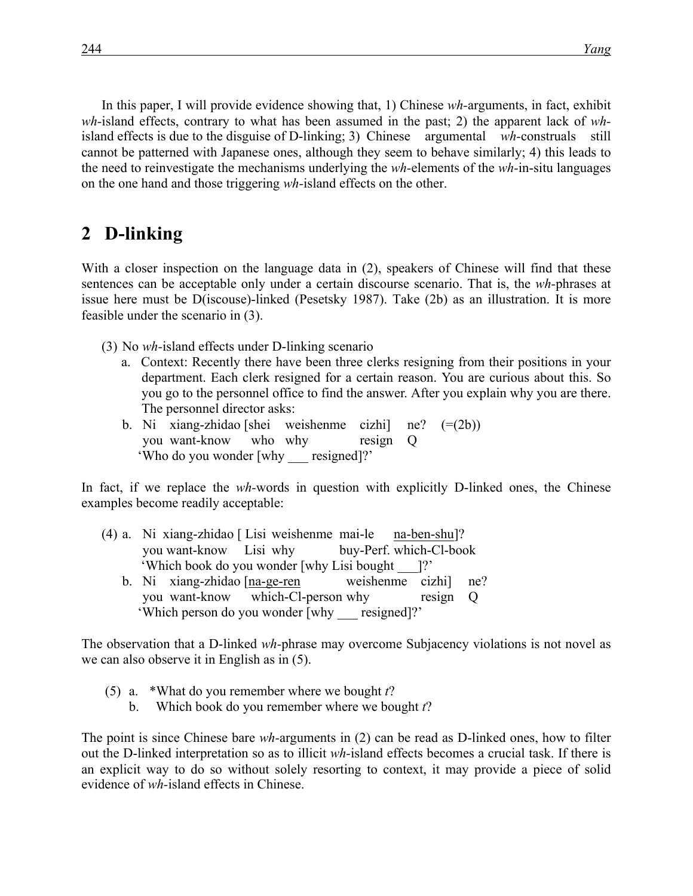In this paper, I will provide evidence showing that, 1) Chinese *wh*-arguments, in fact, exhibit *wh*-island effects, contrary to what has been assumed in the past; 2) the apparent lack of *wh*-island effects is due to the disguise of D-linking; 3) Chinese argumental *wh*-construals still cannot be patterned with Japanese ones, although they seem to behave similarly; 4) this leads to the need to reinvestigate the mechanisms underlying the *wh*-elements of the *wh*-in-situ languages on the one hand and those triggering *wh*-island effects on the other.

## 2 D-linking

With a closer inspection on the language data in (2), speakers of Chinese will find that these sentences can be acceptable only under a certain discourse scenario. That is, the *wh*-phrases at issue here must be D(iscouse)-linked (Pesetsky 1987). Take (2b) as an illustration. It is more feasible under the scenario in (3).

(3) No *wh*-island effects under D-linking scenario

a. Context: Recently there have been three clerks resigning from their positions in your department. Each clerk resigned for a certain reason. You are curious about this. So you go to the personnel office to find the answer. After you explain why you are there. The personnel director asks:

b. Ni xiang-zhidao [shei weishenme cizhi] ne? (=(2b))
   you want-know who why resign Q
   'Who do you wonder [why ___ resigned]?'

In fact, if we replace the *wh*-words in question with explicitly D-linked ones, the Chinese examples become readily acceptable:

(4) a. Ni xiang-zhidao [ Lisi weishenme mai-le na-ben-shu]?
   you want-know Lisi why buy-Perf. which-Cl-book
   'Which book do you wonder [why Lisi bought ___]?'

b. Ni xiang-zhidao [na-ge-ren weishenme cizhi] ne?
   you want-know which-Cl-person why resign Q
   'Which person do you wonder [why ___ resigned]?'

The observation that a D-linked *wh*-phrase may overcome Subjacency violations is not novel as we can also observe it in English as in (5).

(5) a. *What do you remember where we bought *t*?

b. Which book do you remember where we bought *t*?

The point is since Chinese bare *wh*-arguments in (2) can be read as D-linked ones, how to filter out the D-linked interpretation so as to illicit *wh*-island effects becomes a crucial task. If there is an explicit way to do so without solely resorting to context, it may provide a piece of solid evidence of *wh*-island effects in Chinese.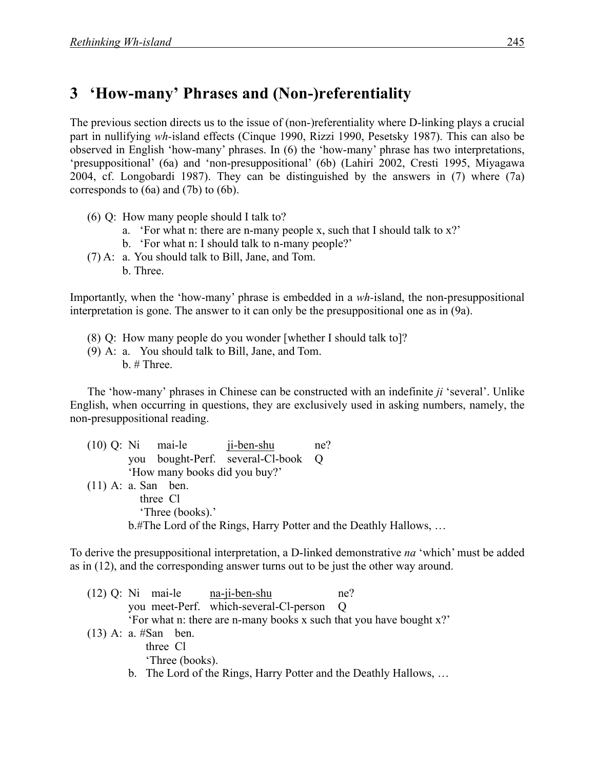## 3 'How-many' Phrases and (Non-)referentiality

The previous section directs us to the issue of (non-)referentiality where D-linking plays a crucial part in nullifying *wh*-island effects (Cinque 1990, Rizzi 1990, Pesetsky 1987). This can also be observed in English 'how-many' phrases. In (6) the 'how-many' phrase has two interpretations, 'presuppositional' (6a) and 'non-presuppositional' (6b) (Lahiri 2002, Cresti 1995, Miyagawa 2004, cf. Longobardi 1987). They can be distinguished by the answers in (7) where (7a) corresponds to (6a) and (7b) to (6b).

(6) Q: How many people should I talk to?
   a. 'For what n: there are n-many people x, such that I should talk to x?'
   b. 'For what n: I should talk to n-many people?'

(7) A: a. You should talk to Bill, Jane, and Tom.
   b. Three.

Importantly, when the 'how-many' phrase is embedded in a *wh*-island, the non-presuppositional interpretation is gone. The answer to it can only be the presuppositional one as in (9a).

(8) Q: How many people do you wonder [whether I should talk to]?

(9) A: a. You should talk to Bill, Jane, and Tom.
   b. # Three.

The 'how-many' phrases in Chinese can be constructed with an indefinite *ji* 'several'. Unlike English, when occurring in questions, they are exclusively used in asking numbers, namely, the non-presuppositional reading.

(10) Q: Ni mai-le <u>ji-ben-shu</u> ne?
   you bought-Perf. several-Cl-book Q
   'How many books did you buy?'

(11) A: a. San ben.
   three Cl
   'Three (books).'
   b.#The Lord of the Rings, Harry Potter and the Deathly Hallows, …

To derive the presuppositional interpretation, a D-linked demonstrative *na* 'which' must be added as in (12), and the corresponding answer turns out to be just the other way around.

(12) Q: Ni mai-le <u>na-ji-ben-shu</u> ne?
   you meet-Perf. which-several-Cl-person Q
   'For what n: there are n-many books x such that you have bought x?'

(13) A: a. #San ben.
   three Cl
   'Three (books).
   b. The Lord of the Rings, Harry Potter and the Deathly Hallows, …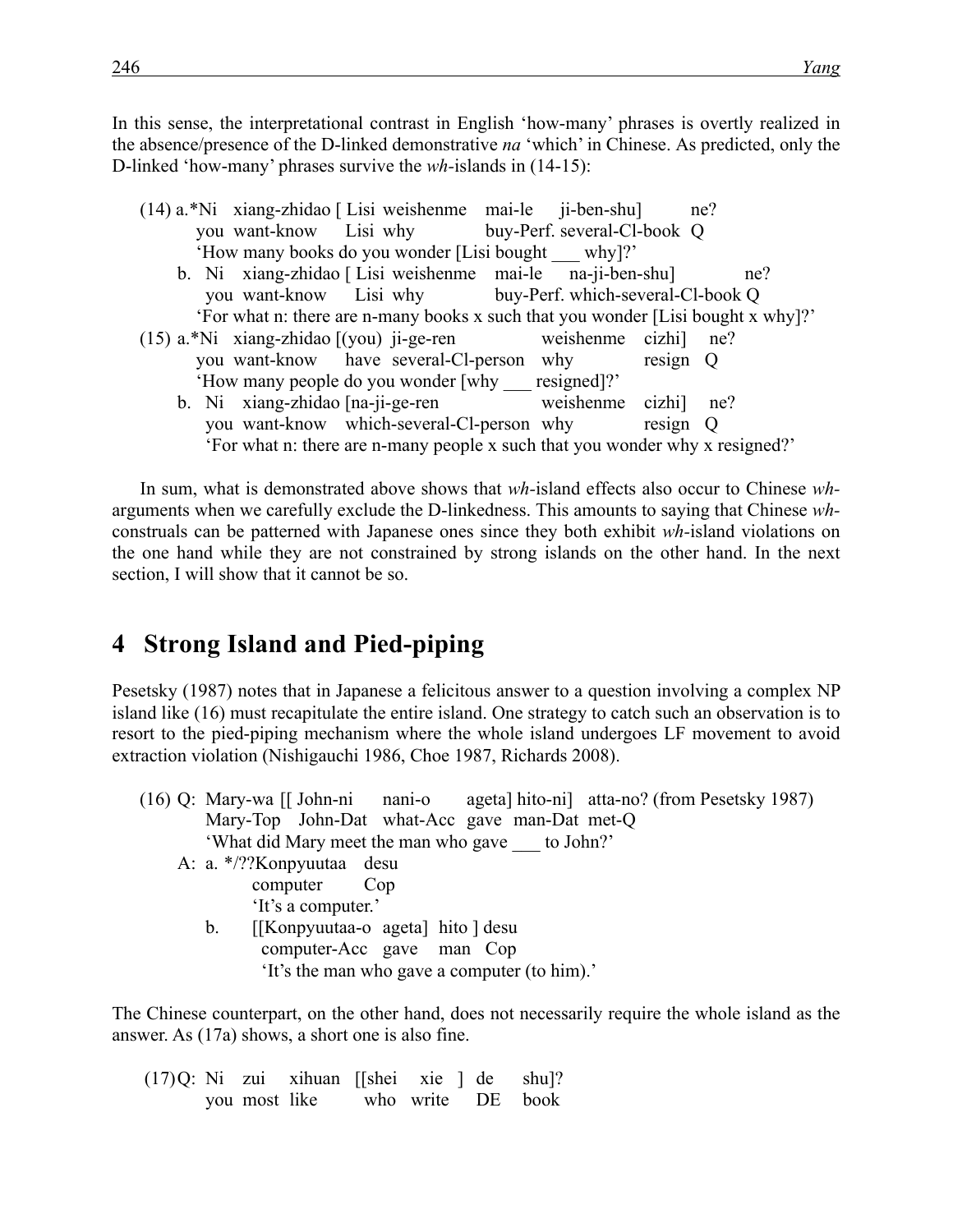In this sense, the interpretational contrast in English 'how-many' phrases is overtly realized in the absence/presence of the D-linked demonstrative *na* 'which' in Chinese. As predicted, only the D-linked 'how-many' phrases survive the *wh*-islands in (14-15):

(14) a.*Ni xiang-zhidao [ Lisi weishenme mai-le ji-ben-shu] ne?
you want-know Lisi why buy-Perf. several-Cl-book Q
'How many books do you wonder [Lisi bought ___ why]?'

b. Ni xiang-zhidao [ Lisi weishenme mai-le na-ji-ben-shu] ne?
you want-know Lisi why buy-Perf. which-several-Cl-book Q
'For what n: there are n-many books x such that you wonder [Lisi bought x why]?'

(15) a.*Ni xiang-zhidao [(you) ji-ge-ren weishenme cizhi] ne?
you want-know have several-Cl-person why resign Q
'How many people do you wonder [why ___ resigned]?'

b. Ni xiang-zhidao [na-ji-ge-ren weishenme cizhi] ne?
you want-know which-several-Cl-person why resign Q
'For what n: there are n-many people x such that you wonder why x resigned?'

In sum, what is demonstrated above shows that *wh*-island effects also occur to Chinese *wh*-arguments when we carefully exclude the D-linkedness. This amounts to saying that Chinese *wh*-construals can be patterned with Japanese ones since they both exhibit *wh*-island violations on the one hand while they are not constrained by strong islands on the other hand. In the next section, I will show that it cannot be so.

# 4 Strong Island and Pied-piping

Pesetsky (1987) notes that in Japanese a felicitous answer to a question involving a complex NP island like (16) must recapitulate the entire island. One strategy to catch such an observation is to resort to the pied-piping mechanism where the whole island undergoes LF movement to avoid extraction violation (Nishigauchi 1986, Choe 1987, Richards 2008).

(16) Q: Mary-wa [[ John-ni nani-o ageta] hito-ni] atta-no? (from Pesetsky 1987)
Mary-Top John-Dat what-Acc gave man-Dat met-Q
'What did Mary meet the man who gave ___ to John?'

A: a. */??Konpyuutaa desu
computer Cop
'It's a computer.'

b. [[Konpyuutaa-o ageta] hito ] desu
computer-Acc gave man Cop
'It's the man who gave a computer (to him).'

The Chinese counterpart, on the other hand, does not necessarily require the whole island as the answer. As (17a) shows, a short one is also fine.

(17) Q: Ni zui xihuan [[shei xie ] de shu]?
you most like who write DE book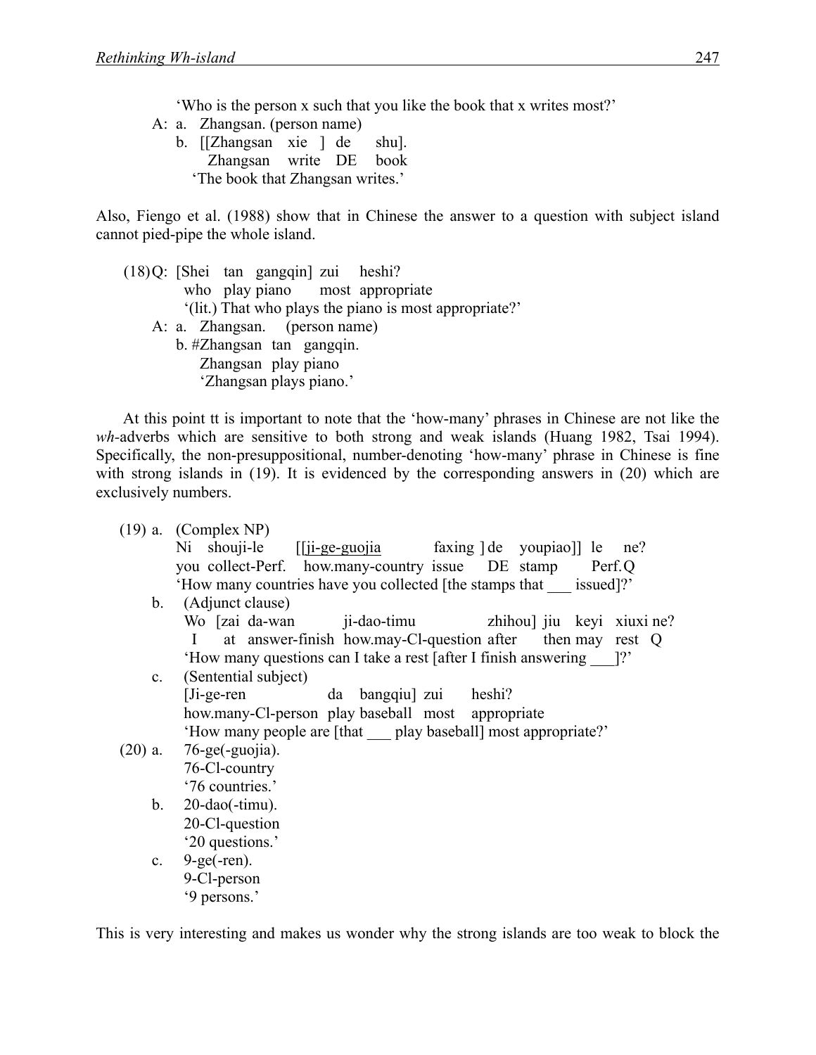'Who is the person x such that you like the book that x writes most?'

A: a. Zhangsan. (person name)

b. [[Zhangsan xie ] de shu].
   Zhangsan write DE book
   'The book that Zhangsan writes.'

Also, Fiengo et al. (1988) show that in Chinese the answer to a question with subject island cannot pied-pipe the whole island.

(18) Q: [Shei tan gangqin] zui heshi?
   who play piano most appropriate
   '(lit.) That who plays the piano is most appropriate?'

A: a. Zhangsan. (person name)

b. #Zhangsan tan gangqin.
   Zhangsan play piano
   'Zhangsan plays piano.'

At this point tt is important to note that the 'how-many' phrases in Chinese are not like the *wh*-adverbs which are sensitive to both strong and weak islands (Huang 1982, Tsai 1994). Specifically, the non-presuppositional, number-denoting 'how-many' phrase in Chinese is fine with strong islands in (19). It is evidenced by the corresponding answers in (20) which are exclusively numbers.

(19) a. (Complex NP)
   Ni shouji-le [[ji-ge-guojia faxing ] de youpiao]] le ne?
   you collect-Perf. how.many-country issue DE stamp Perf. Q
   'How many countries have you collected [the stamps that ___ issued]?'

b. (Adjunct clause)
   Wo [zai da-wan ji-dao-timu zhihou] jiu keyi xiuxi ne?
   I at answer-finish how.may-Cl-question after then may rest Q
   'How many questions can I take a rest [after I finish answering ___]?'

c. (Sentential subject)
   [Ji-ge-ren da bangqiu] zui heshi?
   how.many-Cl-person play baseball most appropriate
   'How many people are [that ___ play baseball] most appropriate?'

(20) a. 76-ge(-guojia).
   76-Cl-country
   '76 countries.'

b. 20-dao(-timu).
   20-Cl-question
   '20 questions.'

c. 9-ge(-ren).
   9-Cl-person
   '9 persons.'

This is very interesting and makes us wonder why the strong islands are too weak to block the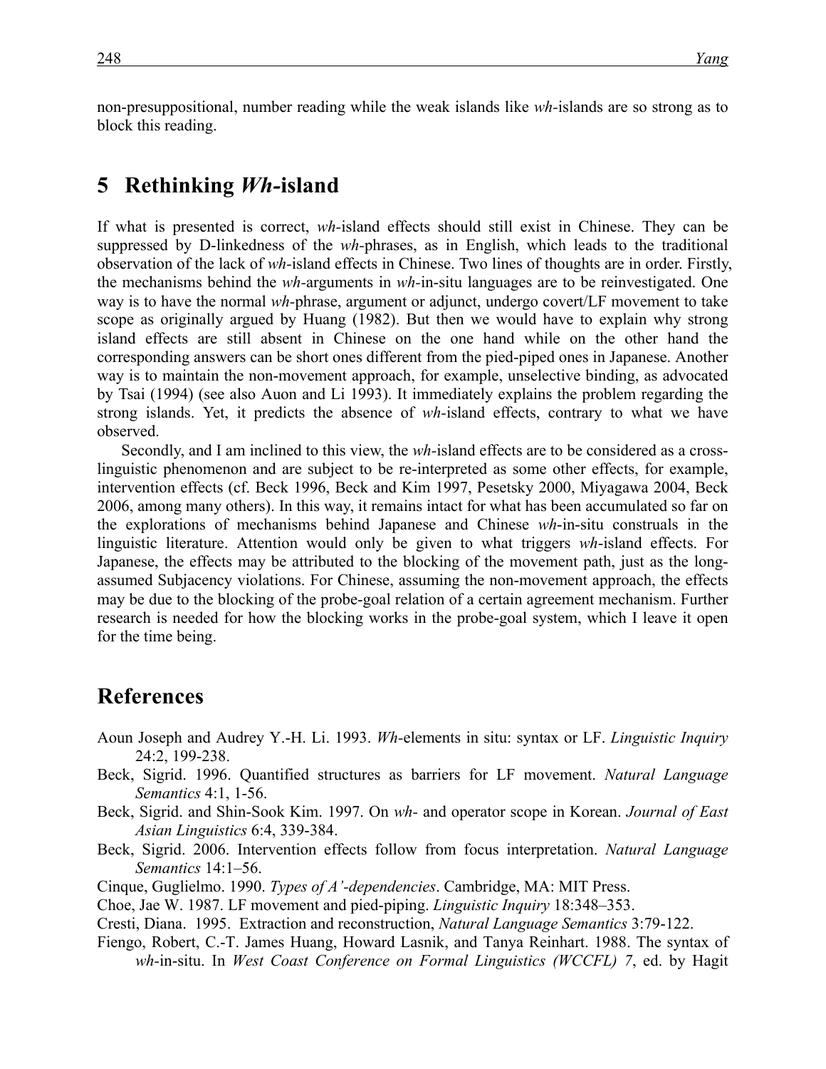non-presuppositional, number reading while the weak islands like *wh*-islands are so strong as to block this reading.

## 5 Rethinking *Wh*-island

If what is presented is correct, *wh*-island effects should still exist in Chinese. They can be suppressed by D-linkedness of the *wh*-phrases, as in English, which leads to the traditional observation of the lack of *wh*-island effects in Chinese. Two lines of thoughts are in order. Firstly, the mechanisms behind the *wh*-arguments in *wh*-in-situ languages are to be reinvestigated. One way is to have the normal *wh*-phrase, argument or adjunct, undergo covert/LF movement to take scope as originally argued by Huang (1982). But then we would have to explain why strong island effects are still absent in Chinese on the one hand while on the other hand the corresponding answers can be short ones different from the pied-piped ones in Japanese. Another way is to maintain the non-movement approach, for example, unselective binding, as advocated by Tsai (1994) (see also Auon and Li 1993). It immediately explains the problem regarding the strong islands. Yet, it predicts the absence of *wh*-island effects, contrary to what we have observed.

Secondly, and I am inclined to this view, the *wh*-island effects are to be considered as a cross-linguistic phenomenon and are subject to be re-interpreted as some other effects, for example, intervention effects (cf. Beck 1996, Beck and Kim 1997, Pesetsky 2000, Miyagawa 2004, Beck 2006, among many others). In this way, it remains intact for what has been accumulated so far on the explorations of mechanisms behind Japanese and Chinese *wh*-in-situ construals in the linguistic literature. Attention would only be given to what triggers *wh*-island effects. For Japanese, the effects may be attributed to the blocking of the movement path, just as the long-assumed Subjacency violations. For Chinese, assuming the non-movement approach, the effects may be due to the blocking of the probe-goal relation of a certain agreement mechanism. Further research is needed for how the blocking works in the probe-goal system, which I leave it open for the time being.

## References

Aoun Joseph and Audrey Y.-H. Li. 1993. *Wh*-elements in situ: syntax or LF. *Linguistic Inquiry* 24:2, 199-238.

Beck, Sigrid. 1996. Quantified structures as barriers for LF movement. *Natural Language Semantics* 4:1, 1-56.

Beck, Sigrid. and Shin-Sook Kim. 1997. On *wh*- and operator scope in Korean. *Journal of East Asian Linguistics* 6:4, 339-384.

Beck, Sigrid. 2006. Intervention effects follow from focus interpretation. *Natural Language Semantics* 14:1–56.

Cinque, Guglielmo. 1990. *Types of A'-dependencies*. Cambridge, MA: MIT Press.

Choe, Jae W. 1987. LF movement and pied-piping. *Linguistic Inquiry* 18:348–353.

Cresti, Diana. 1995. Extraction and reconstruction, *Natural Language Semantics* 3:79-122.

Fiengo, Robert, C.-T. James Huang, Howard Lasnik, and Tanya Reinhart. 1988. The syntax of *wh*-in-situ. In *West Coast Conference on Formal Linguistics (WCCFL) 7*, ed. by Hagit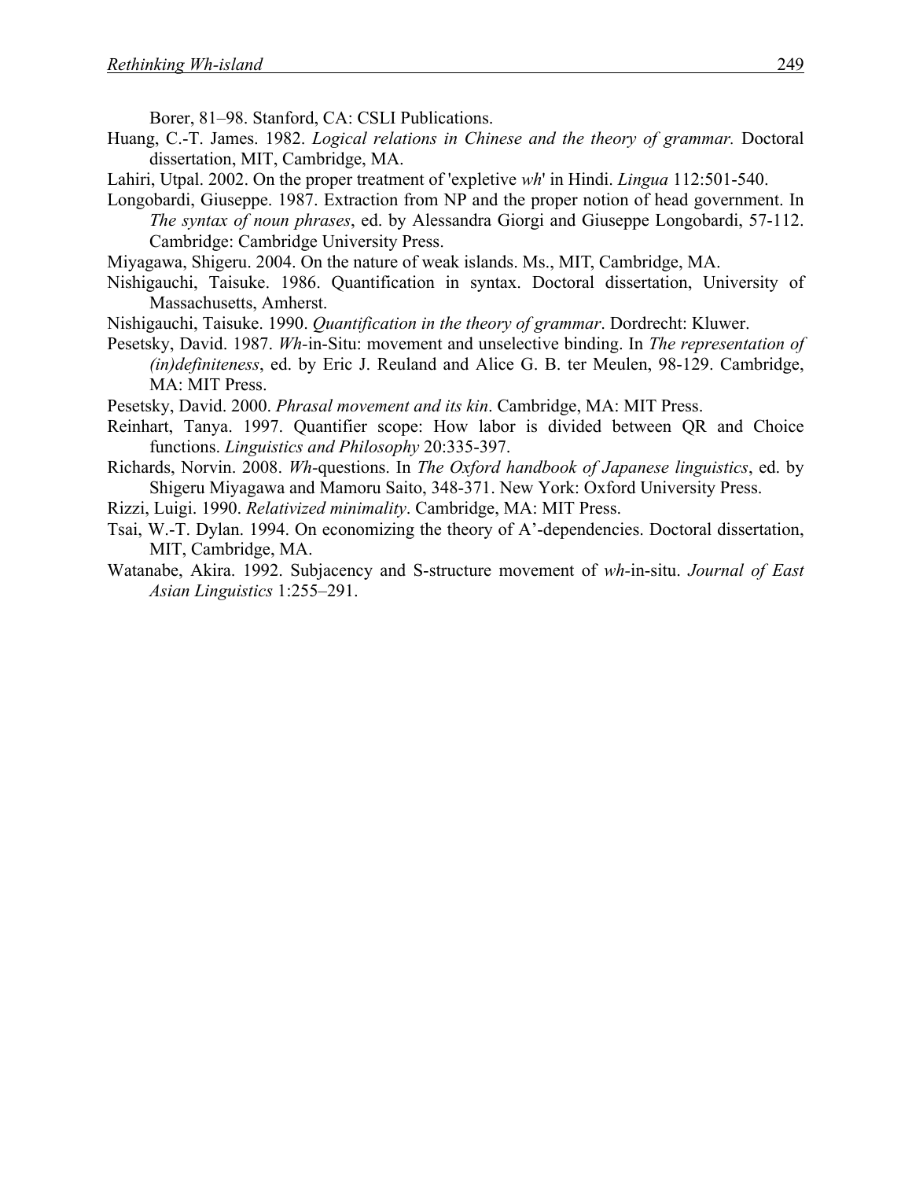Borer, 81–98. Stanford, CA: CSLI Publications.

Huang, C.-T. James. 1982. *Logical relations in Chinese and the theory of grammar.* Doctoral dissertation, MIT, Cambridge, MA.

Lahiri, Utpal. 2002. On the proper treatment of 'expletive *wh*' in Hindi. *Lingua* 112:501-540.

Longobardi, Giuseppe. 1987. Extraction from NP and the proper notion of head government. In *The syntax of noun phrases*, ed. by Alessandra Giorgi and Giuseppe Longobardi, 57-112. Cambridge: Cambridge University Press.

Miyagawa, Shigeru. 2004. On the nature of weak islands. Ms., MIT, Cambridge, MA.

Nishigauchi, Taisuke. 1986. Quantification in syntax. Doctoral dissertation, University of Massachusetts, Amherst.

Nishigauchi, Taisuke. 1990. *Quantification in the theory of grammar*. Dordrecht: Kluwer.

Pesetsky, David. 1987. *Wh*-in-Situ: movement and unselective binding. In *The representation of (in)definiteness*, ed. by Eric J. Reuland and Alice G. B. ter Meulen, 98-129. Cambridge, MA: MIT Press.

Pesetsky, David. 2000. *Phrasal movement and its kin*. Cambridge, MA: MIT Press.

Reinhart, Tanya. 1997. Quantifier scope: How labor is divided between QR and Choice functions. *Linguistics and Philosophy* 20:335-397.

Richards, Norvin. 2008. *Wh*-questions. In *The Oxford handbook of Japanese linguistics*, ed. by Shigeru Miyagawa and Mamoru Saito, 348-371. New York: Oxford University Press.

Rizzi, Luigi. 1990. *Relativized minimality*. Cambridge, MA: MIT Press.

Tsai, W.-T. Dylan. 1994. On economizing the theory of A'-dependencies. Doctoral dissertation, MIT, Cambridge, MA.

Watanabe, Akira. 1992. Subjacency and S-structure movement of *wh*-in-situ. *Journal of East Asian Linguistics* 1:255–291.